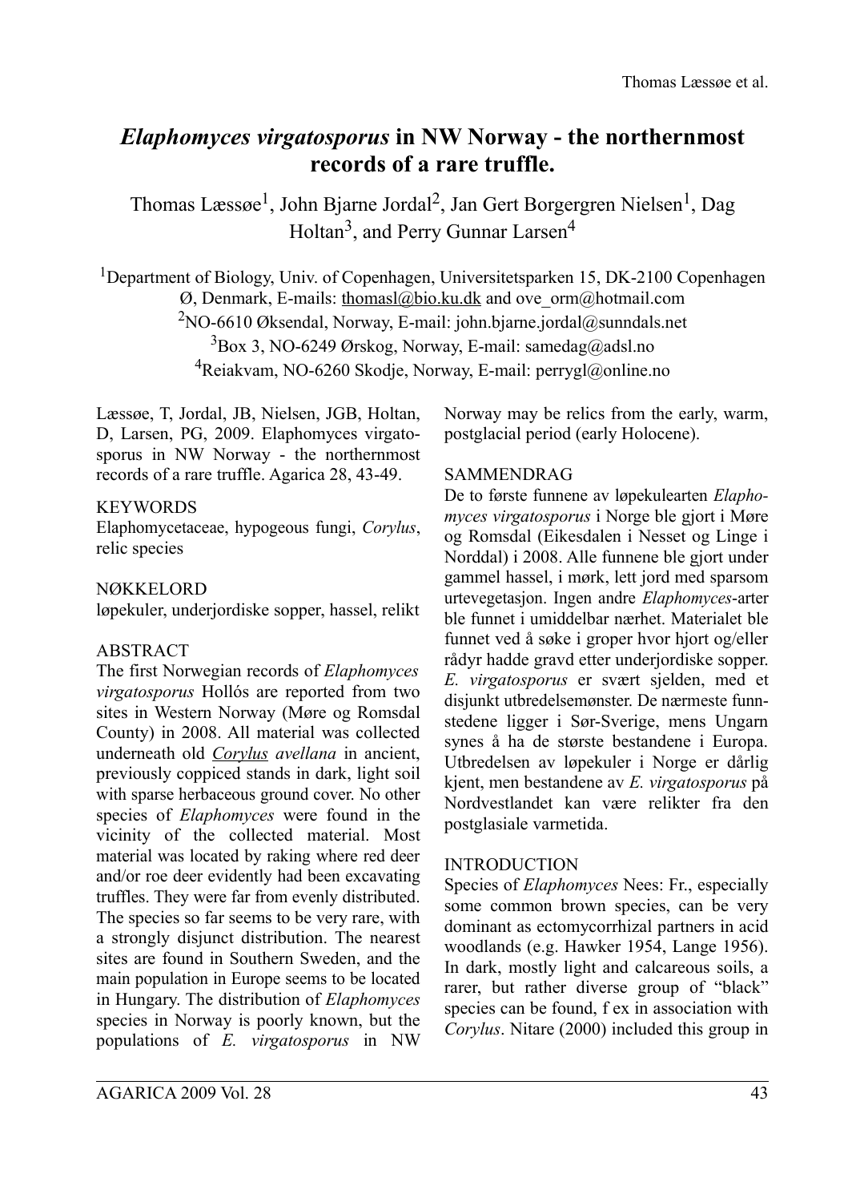# *Elaphomyces virgatosporus* in NW Norway - the northernmost records of a rare truffle.

Thomas Læssøe[1], John Bjarne Jordal[2], Jan Gert Borgergren Nielsen[1], Dag Holtan[3], and Perry Gunnar Larsen[4]

[1]Department of Biology, Univ. of Copenhagen, Universitetsparken 15, DK-2100 Copenhagen Ø, Denmark, E-mails: thomasl@bio.ku.dk and ove_orm@hotmail.com
[2]NO-6610 Øksendal, Norway, E-mail: john.bjarne.jordal@sunndals.net
[3]Box 3, NO-6249 Ørskog, Norway, E-mail: samedag@adsl.no
[4]Reiakvam, NO-6260 Skodje, Norway, E-mail: perrygl@online.no

Læssøe, T, Jordal, JB, Nielsen, JGB, Holtan, D, Larsen, PG, 2009. Elaphomyces virgatosporus in NW Norway - the northernmost records of a rare truffle. Agarica 28, 43-49.

## KEYWORDS

Elaphomycetaceae, hypogeous fungi, *Corylus*, relic species

## NØKKELORD

løpekuler, underjordiske sopper, hassel, relikt

## ABSTRACT

The first Norwegian records of *Elaphomyces virgatosporus* Hollós are reported from two sites in Western Norway (Møre og Romsdal County) in 2008. All material was collected underneath old *Corylus avellana* in ancient, previously coppiced stands in dark, light soil with sparse herbaceous ground cover. No other species of *Elaphomyces* were found in the vicinity of the collected material. Most material was located by raking where red deer and/or roe deer evidently had been excavating truffles. They were far from evenly distributed. The species so far seems to be very rare, with a strongly disjunct distribution. The nearest sites are found in Southern Sweden, and the main population in Europe seems to be located in Hungary. The distribution of *Elaphomyces* species in Norway is poorly known, but the populations of *E. virgatosporus* in NW Norway may be relics from the early, warm, postglacial period (early Holocene).

## SAMMENDRAG

De to første funnene av løpekulearten *Elaphomyces virgatosporus* i Norge ble gjort i Møre og Romsdal (Eikesdalen i Nesset og Linge i Norddal) i 2008. Alle funnene ble gjort under gammel hassel, i mørk, lett jord med sparsom urtevegetasjon. Ingen andre *Elaphomyces*-arter ble funnet i umiddelbar nærhet. Materialet ble funnet ved å søke i groper hvor hjort og/eller rådyr hadde gravd etter underjordiske sopper. *E. virgatosporus* er svært sjelden, med et disjunkt utbredelsemønster. De nærmeste funnstedene ligger i Sør-Sverige, mens Ungarn synes å ha de største bestandene i Europa. Utbredelsen av løpekuler i Norge er dårlig kjent, men bestandene av *E. virgatosporus* på Nordvestlandet kan være relikter fra den postglasiale varmetida.

## INTRODUCTION

Species of *Elaphomyces* Nees: Fr., especially some common brown species, can be very dominant as ectomycorrhizal partners in acid woodlands (e.g. Hawker 1954, Lange 1956). In dark, mostly light and calcareous soils, a rarer, but rather diverse group of "black" species can be found, f ex in association with *Corylus*. Nitare (2000) included this group in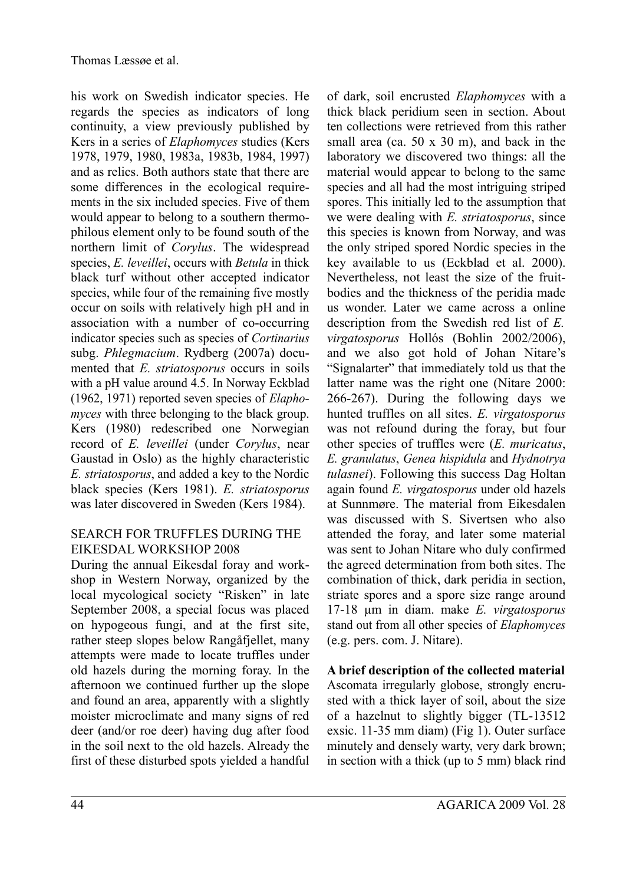his work on Swedish indicator species. He regards the species as indicators of long continuity, a view previously published by Kers in a series of *Elaphomyces* studies (Kers 1978, 1979, 1980, 1983a, 1983b, 1984, 1997) and as relics. Both authors state that there are some differences in the ecological requirements in the six included species. Five of them would appear to belong to a southern thermophilous element only to be found south of the northern limit of *Corylus*. The widespread species, *E. leveillei*, occurs with *Betula* in thick black turf without other accepted indicator species, while four of the remaining five mostly occur on soils with relatively high pH and in association with a number of co-occurring indicator species such as species of *Cortinarius* subg. *Phlegmacium*. Rydberg (2007a) documented that *E. striatosporus* occurs in soils with a pH value around 4.5. In Norway Eckblad (1962, 1971) reported seven species of *Elaphomyces* with three belonging to the black group. Kers (1980) redescribed one Norwegian record of *E. leveillei* (under *Corylus*, near Gaustad in Oslo) as the highly characteristic *E. striatosporus*, and added a key to the Nordic black species (Kers 1981). *E. striatosporus* was later discovered in Sweden (Kers 1984).

## SEARCH FOR TRUFFLES DURING THE EIKESDAL WORKSHOP 2008

During the annual Eikesdal foray and workshop in Western Norway, organized by the local mycological society "Risken" in late September 2008, a special focus was placed on hypogeous fungi, and at the first site, rather steep slopes below Rangåfjellet, many attempts were made to locate truffles under old hazels during the morning foray. In the afternoon we continued further up the slope and found an area, apparently with a slightly moister microclimate and many signs of red deer (and/or roe deer) having dug after food in the soil next to the old hazels. Already the first of these disturbed spots yielded a handful of dark, soil encrusted *Elaphomyces* with a thick black peridium seen in section. About ten collections were retrieved from this rather small area (ca. 50 x 30 m), and back in the laboratory we discovered two things: all the material would appear to belong to the same species and all had the most intriguing striped spores. This initially led to the assumption that we were dealing with *E. striatosporus*, since this species is known from Norway, and was the only striped spored Nordic species in the key available to us (Eckblad et al. 2000). Nevertheless, not least the size of the fruitbodies and the thickness of the peridia made us wonder. Later we came across a online description from the Swedish red list of *E. virgatosporus* Hollós (Bohlin 2002/2006), and we also got hold of Johan Nitare's "Signalarter" that immediately told us that the latter name was the right one (Nitare 2000: 266-267). During the following days we hunted truffles on all sites. *E. virgatosporus* was not refound during the foray, but four other species of truffles were (*E. muricatus*, *E. granulatus*, *Genea hispidula* and *Hydnotrya tulasnei*). Following this success Dag Holtan again found *E. virgatosporus* under old hazels at Sunnmøre. The material from Eikesdalen was discussed with S. Sivertsen who also attended the foray, and later some material was sent to Johan Nitare who duly confirmed the agreed determination from both sites. The combination of thick, dark peridia in section, striate spores and a spore size range around 17-18 µm in diam. make *E. virgatosporus* stand out from all other species of *Elaphomyces* (e.g. pers. com. J. Nitare).

**A brief description of the collected material**
Ascomata irregularly globose, strongly encrusted with a thick layer of soil, about the size of a hazelnut to slightly bigger (TL-13512 exsic. 11-35 mm diam) (Fig 1). Outer surface minutely and densely warty, very dark brown; in section with a thick (up to 5 mm) black rind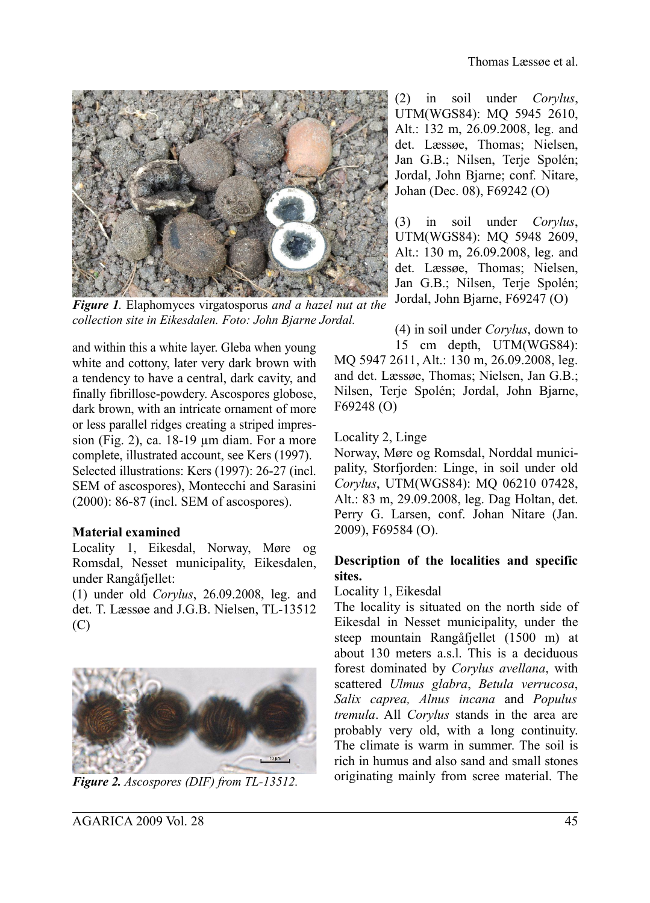*Figure 1*. Elaphomyces virgatosporus *and a hazel nut at the collection site in Eikesdalen. Foto: John Bjarne Jordal.*

and within this a white layer. Gleba when young white and cottony, later very dark brown with a tendency to have a central, dark cavity, and finally fibrillose-powdery. Ascospores globose, dark brown, with an intricate ornament of more or less parallel ridges creating a striped impression (Fig. 2), ca. 18-19 µm diam. For a more complete, illustrated account, see Kers (1997). Selected illustrations: Kers (1997): 26-27 (incl. SEM of ascospores), Montecchi and Sarasini (2000): 86-87 (incl. SEM of ascospores).

**Material examined**

Locality 1, Eikesdal, Norway, Møre og Romsdal, Nesset municipality, Eikesdalen, under Rangåfjellet:

(1) under old *Corylus*, 26.09.2008, leg. and det. T. Læssøe and J.G.B. Nielsen, TL-13512 (C)

*Figure 2. Ascospores (DIF) from TL-13512.*

(2) in soil under *Corylus*, UTM(WGS84): MQ 5945 2610, Alt.: 132 m, 26.09.2008, leg. and det. Læssøe, Thomas; Nielsen, Jan G.B.; Nilsen, Terje Spolén; Jordal, John Bjarne; conf. Nitare, Johan (Dec. 08), F69242 (O)

(3) in soil under *Corylus*, UTM(WGS84): MQ 5948 2609, Alt.: 130 m, 26.09.2008, leg. and det. Læssøe, Thomas; Nielsen, Jan G.B.; Nilsen, Terje Spolén; Jordal, John Bjarne, F69247 (O)

(4) in soil under *Corylus*, down to 15 cm depth, UTM(WGS84): MQ 5947 2611, Alt.: 130 m, 26.09.2008, leg. and det. Læssøe, Thomas; Nielsen, Jan G.B.; Nilsen, Terje Spolén; Jordal, John Bjarne, F69248 (O)

Locality 2, Linge

Norway, Møre og Romsdal, Norddal municipality, Storfjorden: Linge, in soil under old *Corylus*, UTM(WGS84): MQ 06210 07428, Alt.: 83 m, 29.09.2008, leg. Dag Holtan, det. Perry G. Larsen, conf. Johan Nitare (Jan. 2009), F69584 (O).

**Description of the localities and specific sites.**

Locality 1, Eikesdal

The locality is situated on the north side of Eikesdal in Nesset municipality, under the steep mountain Rangåfjellet (1500 m) at about 130 meters a.s.l. This is a deciduous forest dominated by *Corylus avellana*, with scattered *Ulmus glabra*, *Betula verrucosa*, *Salix caprea, Alnus incana* and *Populus tremula*. All *Corylus* stands in the area are probably very old, with a long continuity. The climate is warm in summer. The soil is rich in humus and also sand and small stones originating mainly from scree material. The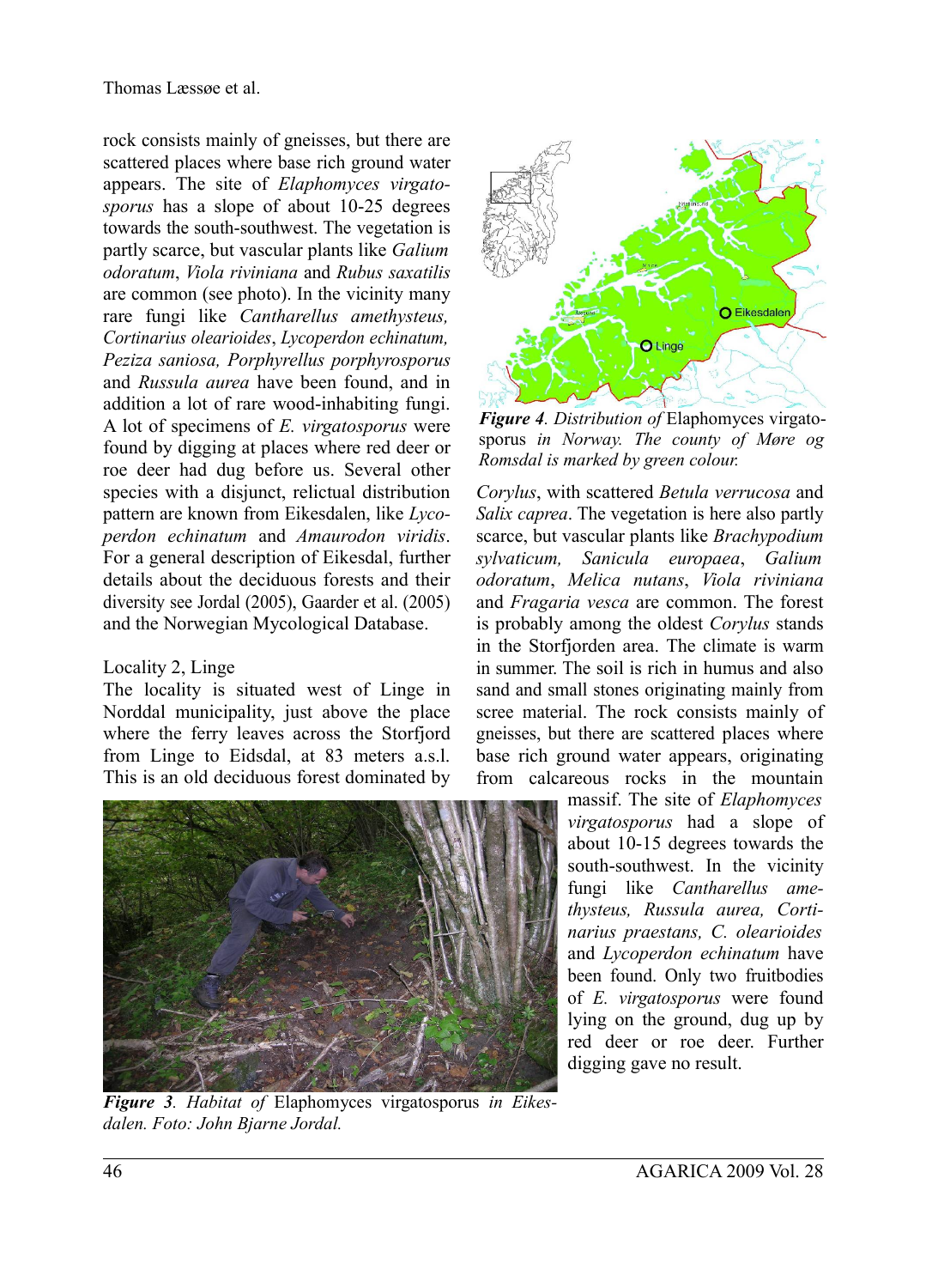rock consists mainly of gneisses, but there are scattered places where base rich ground water appears. The site of *Elaphomyces virgatosporus* has a slope of about 10-25 degrees towards the south-southwest. The vegetation is partly scarce, but vascular plants like *Galium odoratum*, *Viola riviniana* and *Rubus saxatilis* are common (see photo). In the vicinity many rare fungi like *Cantharellus amethysteus, Cortinarius olearioides*, *Lycoperdon echinatum, Peziza saniosa, Porphyrellus porphyrosporus* and *Russula aurea* have been found, and in addition a lot of rare wood-inhabiting fungi. A lot of specimens of *E. virgatosporus* were found by digging at places where red deer or roe deer had dug before us. Several other species with a disjunct, relictual distribution pattern are known from Eikesdalen, like *Lycoperdon echinatum* and *Amaurodon viridis*. For a general description of Eikesdal, further details about the deciduous forests and their diversity see Jordal (2005), Gaarder et al. (2005) and the Norwegian Mycological Database.

Locality 2, Linge

The locality is situated west of Linge in Norddal municipality, just above the place where the ferry leaves across the Storfjord from Linge to Eidsdal, at 83 meters a.s.l. This is an old deciduous forest dominated by *Corylus*, with scattered *Betula verrucosa* and *Salix caprea*. The vegetation is here also partly scarce, but vascular plants like *Brachypodium sylvaticum, Sanicula europaea*, *Galium odoratum*, *Melica nutans*, *Viola riviniana* and *Fragaria vesca* are common. The forest is probably among the oldest *Corylus* stands in the Storfjorden area. The climate is warm in summer. The soil is rich in humus and also sand and small stones originating mainly from scree material. The rock consists mainly of gneisses, but there are scattered places where base rich ground water appears, originating from calcareous rocks in the mountain massif. The site of *Elaphomyces virgatosporus* had a slope of about 10-15 degrees towards the south-southwest. In the vicinity fungi like *Cantharellus amethysteus, Russula aurea, Cortinarius praestans, C. olearioides* and *Lycoperdon echinatum* have been found. Only two fruitbodies of *E. virgatosporus* were found lying on the ground, dug up by red deer or roe deer. Further digging gave no result.

***Figure 4****. Distribution of* Elaphomyces virgatosporus *in Norway. The county of Møre og Romsdal is marked by green colour.*

***Figure 3****. Habitat of* Elaphomyces virgatosporus *in Eikesdalen. Foto: John Bjarne Jordal.*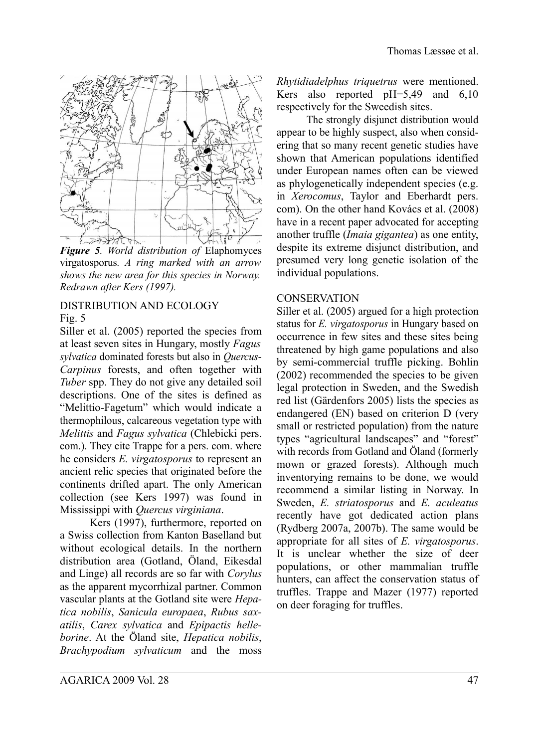*Figure 5. World distribution of* Elaphomyces virgatosporus. *A ring marked with an arrow shows the new area for this species in Norway. Redrawn after Kers (1997).*

## DISTRIBUTION AND ECOLOGY

Fig. 5

Siller et al. (2005) reported the species from at least seven sites in Hungary, mostly *Fagus sylvatica* dominated forests but also in *Quercus-Carpinus* forests, and often together with *Tuber* spp. They do not give any detailed soil descriptions. One of the sites is defined as "Melittio-Fagetum" which would indicate a thermophilous, calcareous vegetation type with *Melittis* and *Fagus sylvatica* (Chlebicki pers. com.). They cite Trappe for a pers. com. where he considers *E. virgatosporus* to represent an ancient relic species that originated before the continents drifted apart. The only American collection (see Kers 1997) was found in Mississippi with *Quercus virginiana*.

Kers (1997), furthermore, reported on a Swiss collection from Kanton Baselland but without ecological details. In the northern distribution area (Gotland, Öland, Eikesdal and Linge) all records are so far with *Corylus* as the apparent mycorrhizal partner. Common vascular plants at the Gotland site were *Hepatica nobilis*, *Sanicula europaea*, *Rubus saxatilis*, *Carex sylvatica* and *Epipactis helleborine*. At the Öland site, *Hepatica nobilis*, *Brachypodium sylvaticum* and the moss *Rhytidiadelphus triquetrus* were mentioned. Kers also reported pH=5,49 and 6,10 respectively for the Sweedish sites.

The strongly disjunct distribution would appear to be highly suspect, also when considering that so many recent genetic studies have shown that American populations identified under European names often can be viewed as phylogenetically independent species (e.g. in *Xerocomus*, Taylor and Eberhardt pers. com). On the other hand Kovács et al. (2008) have in a recent paper advocated for accepting another truffle (*Imaia gigantea*) as one entity, despite its extreme disjunct distribution, and presumed very long genetic isolation of the individual populations.

## CONSERVATION

Siller et al. (2005) argued for a high protection status for *E. virgatosporus* in Hungary based on occurrence in few sites and these sites being threatened by high game populations and also by semi-commercial truffle picking. Bohlin (2002) recommended the species to be given legal protection in Sweden, and the Swedish red list (Gärdenfors 2005) lists the species as endangered (EN) based on criterion D (very small or restricted population) from the nature types "agricultural landscapes" and "forest" with records from Gotland and Öland (formerly mown or grazed forests). Although much inventorying remains to be done, we would recommend a similar listing in Norway. In Sweden, *E. striatosporus* and *E. aculeatus* recently have got dedicated action plans (Rydberg 2007a, 2007b). The same would be appropriate for all sites of *E. virgatosporus*. It is unclear whether the size of deer populations, or other mammalian truffle hunters, can affect the conservation status of truffles. Trappe and Mazer (1977) reported on deer foraging for truffles.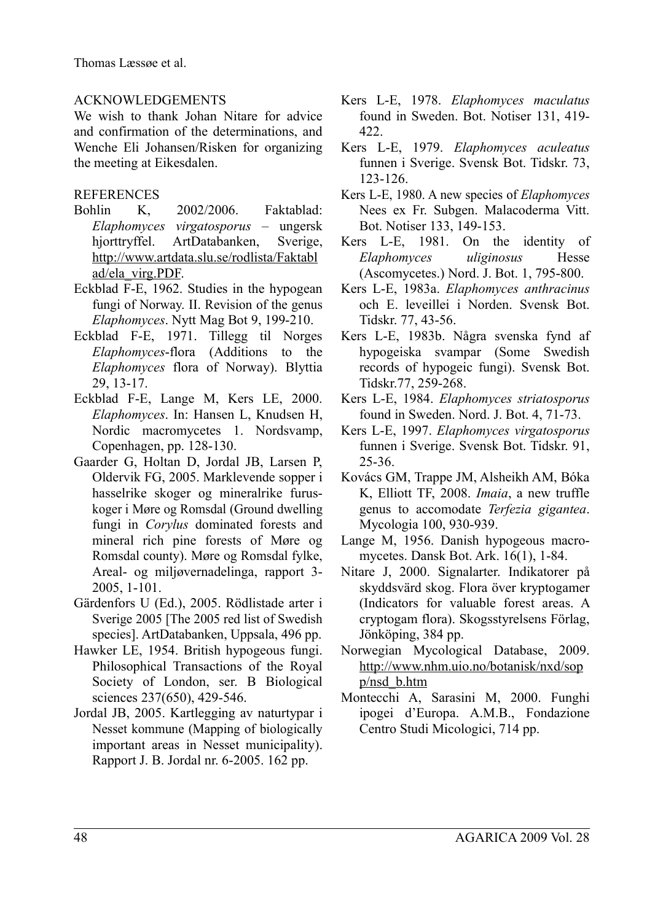## ACKNOWLEDGEMENTS

We wish to thank Johan Nitare for advice and confirmation of the determinations, and Wenche Eli Johansen/Risken for organizing the meeting at Eikesdalen.

## REFERENCES

Bohlin K, 2002/2006. Faktablad: *Elaphomyces virgatosporus* – ungersk hjorttryffel. ArtDatabanken, Sverige, http://www.artdata.slu.se/rodlista/Faktablad/ela_virg.PDF.

Eckblad F-E, 1962. Studies in the hypogean fungi of Norway. II. Revision of the genus *Elaphomyces*. Nytt Mag Bot 9, 199-210.

Eckblad F-E, 1971. Tillegg til Norges *Elaphomyces*-flora (Additions to the *Elaphomyces* flora of Norway). Blyttia 29, 13-17.

Eckblad F-E, Lange M, Kers LE, 2000. *Elaphomyces*. In: Hansen L, Knudsen H, Nordic macromycetes 1. Nordsvamp, Copenhagen, pp. 128-130.

Gaarder G, Holtan D, Jordal JB, Larsen P, Oldervik FG, 2005. Marklevende sopper i hasselrike skoger og mineralrike furuskoger i Møre og Romsdal (Ground dwelling fungi in *Corylus* dominated forests and mineral rich pine forests of Møre og Romsdal county). Møre og Romsdal fylke, Areal- og miljøvernadelinga, rapport 3-2005, 1-101.

Gärdenfors U (Ed.), 2005. Rödlistade arter i Sverige 2005 [The 2005 red list of Swedish species]. ArtDatabanken, Uppsala, 496 pp.

Hawker LE, 1954. British hypogeous fungi. Philosophical Transactions of the Royal Society of London, ser. B Biological sciences 237(650), 429-546.

Jordal JB, 2005. Kartlegging av naturtypar i Nesset kommune (Mapping of biologically important areas in Nesset municipality). Rapport J. B. Jordal nr. 6-2005. 162 pp.

Kers L-E, 1978. *Elaphomyces maculatus* found in Sweden. Bot. Notiser 131, 419-422.

Kers L-E, 1979. *Elaphomyces aculeatus* funnen i Sverige. Svensk Bot. Tidskr. 73, 123-126.

Kers L-E, 1980. A new species of *Elaphomyces* Nees ex Fr. Subgen. Malacoderma Vitt. Bot. Notiser 133, 149-153.

Kers L-E, 1981. On the identity of *Elaphomyces uliginosus* Hesse (Ascomycetes.) Nord. J. Bot. 1, 795-800.

Kers L-E, 1983a. *Elaphomyces anthracinus* och E. leveillei i Norden. Svensk Bot. Tidskr. 77, 43-56.

Kers L-E, 1983b. Några svenska fynd af hypogeiska svampar (Some Swedish records of hypogeic fungi). Svensk Bot. Tidskr.77, 259-268.

Kers L-E, 1984. *Elaphomyces striatosporus* found in Sweden. Nord. J. Bot. 4, 71-73.

Kers L-E, 1997. *Elaphomyces virgatosporus* funnen i Sverige. Svensk Bot. Tidskr. 91, 25-36.

Kovács GM, Trappe JM, Alsheikh AM, Bóka K, Elliott TF, 2008. *Imaia*, a new truffle genus to accomodate *Terfezia gigantea*. Mycologia 100, 930-939.

Lange M, 1956. Danish hypogeous macromycetes. Dansk Bot. Ark. 16(1), 1-84.

Nitare J, 2000. Signalarter. Indikatorer på skyddsvärd skog. Flora över kryptogamer (Indicators for valuable forest areas. A cryptogam flora). Skogsstyrelsens Förlag, Jönköping, 384 pp.

Norwegian Mycological Database, 2009. http://www.nhm.uio.no/botanisk/nxd/sopp/nsd_b.htm

Montecchi A, Sarasini M, 2000. Funghi ipogei d'Europa. A.M.B., Fondazione Centro Studi Micologici, 714 pp.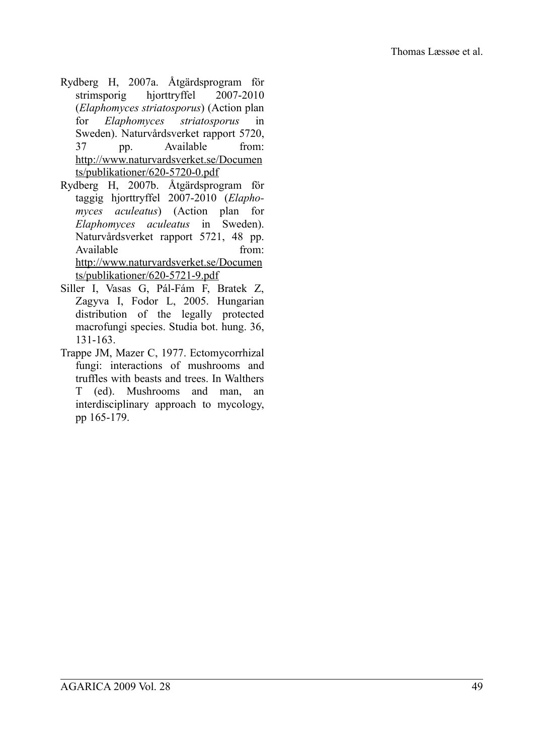Rydberg H, 2007a. Åtgärdsprogram för strimsporig hjorttryffel 2007-2010 (*Elaphomyces striatosporus*) (Action plan for *Elaphomyces striatosporus* in Sweden). Naturvårdsverket rapport 5720, 37 pp. Available from: http://www.naturvardsverket.se/Documents/publikationer/620-5720-0.pdf

Rydberg H, 2007b. Åtgärdsprogram för taggig hjorttryffel 2007-2010 (*Elaphomyces aculeatus*) (Action plan for *Elaphomyces aculeatus* in Sweden). Naturvårdsverket rapport 5721, 48 pp. Available from: http://www.naturvardsverket.se/Documents/publikationer/620-5721-9.pdf

Siller I, Vasas G, Pál-Fám F, Bratek Z, Zagyva I, Fodor L, 2005. Hungarian distribution of the legally protected macrofungi species. Studia bot. hung. 36, 131-163.

Trappe JM, Mazer C, 1977. Ectomycorrhizal fungi: interactions of mushrooms and truffles with beasts and trees. In Walthers T (ed). Mushrooms and man, an interdisciplinary approach to mycology, pp 165-179.